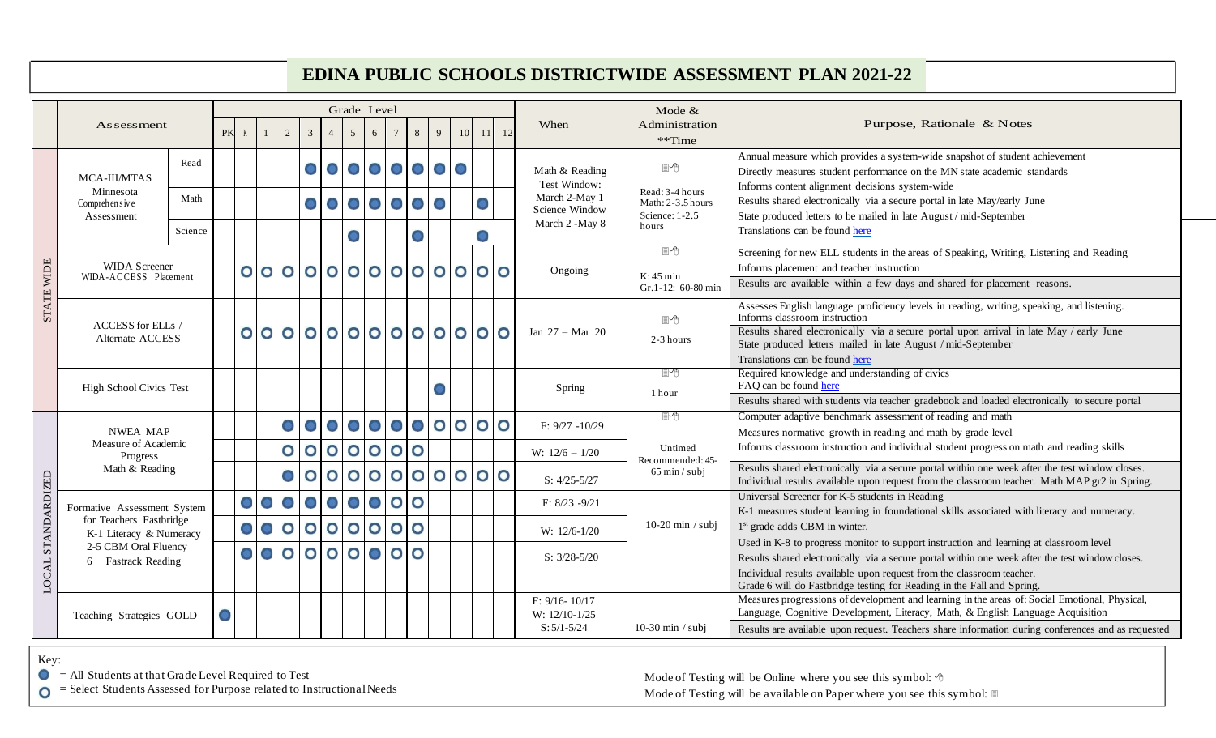# EDINA PUBLIC SCHOOLS DISTRICTWIDE ASSESSMENT PLAN 2021-22

| | Assessment | | PK | K | 1 | 2 | 3 | 4 | 5 | 6 | 7 | 8 | 9 | 10 | 11 | 12 | When | Mode & Administration **Time | Purpose, Rationale & Notes |
|---|---|---|---|---|---|---|---|---|---|---|---|---|---|---|---|---|---|---|---|
| | | | Grade Level | | | | | | | | | | | | | | | | |
| STATE WIDE | MCA-III/MTAS Minnesota Comprehensive Assessment | Read | | | | | ● | ● | ● | ● | ● | ● | ● | ● | | | Math & Reading Test Window: March 2-May 1 Science Window March 2 -May 8 | Read: 3-4 hours Math: 2-3.5 hours Science: 1-2.5 hours | Annual measure which provides a system-wide snapshot of student achievement Directly measures student performance on the MN state academic standards Informs content alignment decisions system-wide Results shared electronically via a secure portal in late May/early June State produced letters to be mailed in late August / mid-September Translations can be found here |
| | | Math | | | | | ● | ● | ● | ● | ● | ● | ● | | ● | | | | |
| | | Science | | | | | | | ● | | | ● | | | ● | | | | |
| | WIDA Screener WIDA-ACCESS Placement | | | ○ | ○ | ○ | ○ | ○ | ○ | ○ | ○ | ○ | ○ | ○ | ○ | ○ | Ongoing | K: 45 min Gr.1-12: 60-80 min | Screening for new ELL students in the areas of Speaking, Writing, Listening and Reading Informs placement and teacher instruction Results are available within a few days and shared for placement reasons. |
| | ACCESS for ELLs / Alternate ACCESS | | | ○ | ○ | ○ | ○ | ○ | ○ | ○ | ○ | ○ | ○ | ○ | ○ | ○ | Jan 27 – Mar 20 | 2-3 hours | Assesses English language proficiency levels in reading, writing, speaking, and listening. Informs classroom instruction Results shared electronically via a secure portal upon arrival in late May / early June State produced letters mailed in late August / mid-September Translations can be found here |
| | High School Civics Test | | | | | | | | | | | | ● | | | | Spring | 1 hour | Required knowledge and understanding of civics FAQ can be found here Results shared with students via teacher gradebook and loaded electronically to secure portal |
| LOCAL STANDARDIZED | NWEA MAP Measure of Academic Progress Math & Reading | | | | | ● | ● | ● | ● | ● | ● | ● | ○ | ○ | ○ | ○ | F: 9/27 -10/29 | Untimed Recommended: 45-65 min / subj | Computer adaptive benchmark assessment of reading and math Measures normative growth in reading and math by grade level Informs classroom instruction and individual student progress on math and reading skills Results shared electronically via a secure portal within one week after the test window closes. Individual results available upon request from the classroom teacher. Math MAP gr2 in Spring. |
| | | | | | | ○ | ○ | ○ | ○ | ○ | ○ | ○ | | | | | W: 12/6 – 1/20 | | |
| | | | | | | ● | ○ | ○ | ○ | ○ | ○ | ○ | ○ | ○ | ○ | ○ | S: 4/25-5/27 | | |
| | Formative Assessment System for Teachers Fastbridge K-1 Literacy & Numeracy 2-5 CBM Oral Fluency 6 Fastrack Reading | | | ● | ● | ● | ● | ● | ● | ● | ○ | ○ | | | | | F: 8/23 -9/21 | 10-20 min / subj | Universal Screener for K-5 students in Reading K-1 measures student learning in foundational skills associated with literacy and numeracy. 1st grade adds CBM in winter. Used in K-8 to progress monitor to support instruction and learning at classroom level Results shared electronically via a secure portal within one week after the test window closes. Individual results available upon request from the classroom teacher. Grade 6 will do Fastbridge testing for Reading in the Fall and Spring. |
| | | | | ● | ● | ○ | ○ | ○ | ○ | ○ | ○ | ○ | | | | | W: 12/6-1/20 | | |
| | | | | ● | ● | ○ | ○ | ○ | ○ | ● | ○ | ○ | | | | | S: 3/28-5/20 | | |
| | Teaching Strategies GOLD | | ● | | | | | | | | | | | | | | F: 9/16- 10/17 W: 12/10-1/25 S: 5/1-5/24 | 10-30 min / subj | Measures progressions of development and learning in the areas of: Social Emotional, Physical, Language, Cognitive Development, Literacy, Math, & English Language Acquisition Results are available upon request. Teachers share information during conferences and as requested |

Key:
● = All Students at that Grade Level Required to Test
○ = Select Students Assessed for Purpose related to Instructional Needs

Mode of Testing will be Online where you see this symbol:
Mode of Testing will be available on Paper where you see this symbol: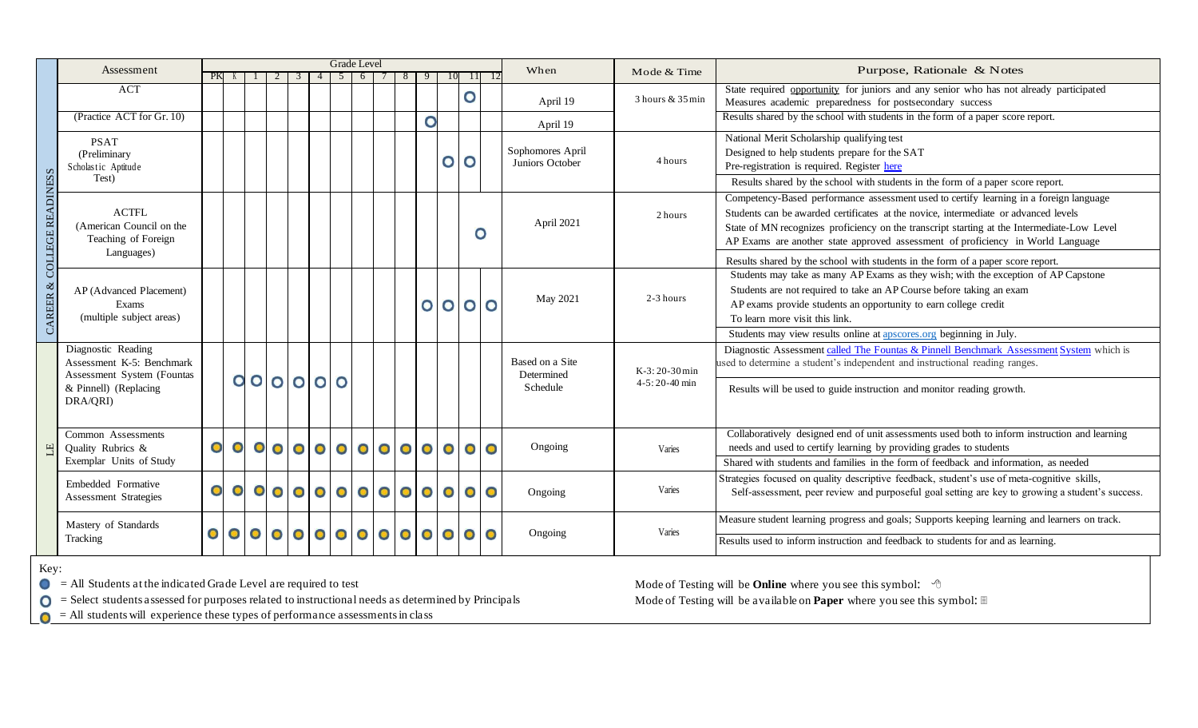| | Assessment | PK | K | 1 | 2 | 3 | 4 | 5 | 6 | 7 | 8 | 9 | 10 | 11 | 12 | When | Mode & Time | Purpose, Rationale & Notes |
|---|---|---|---|---|---|---|---|---|---|---|---|---|---|---|---|---|---|---|
| CAREER & COLLEGE READINESS | ACT | | | | | | | | | | | | | ○ | | April 19 | 3 hours & 35 min | State required opportunity for juniors and any senior who has not already participated<br>Measures academic preparedness for postsecondary success |
| | (Practice ACT for Gr. 10) | | | | | | | | | | | ○ | | | | April 19 | | Results shared by the school with students in the form of a paper score report. |
| | PSAT<br>(Preliminary Scholastic Aptitude Test) | | | | | | | | | | | | ○ | ○ | | Sophomores April<br>Juniors October | 4 hours | National Merit Scholarship qualifying test<br>Designed to help students prepare for the SAT<br>Pre-registration is required. Register here<br>Results shared by the school with students in the form of a paper score report. |
| | ACTFL<br>(American Council on the Teaching of Foreign Languages) | | | | | | | | | | | | | ○ | | April 2021 | 2 hours | Competency-Based performance assessment used to certify learning in a foreign language<br>Students can be awarded certificates at the novice, intermediate or advanced levels<br>State of MN recognizes proficiency on the transcript starting at the Intermediate-Low Level<br>AP Exams are another state approved assessment of proficiency in World Language<br>Results shared by the school with students in the form of a paper score report. |
| | AP (Advanced Placement) Exams<br>(multiple subject areas) | | | | | | | | | | | ○ | ○ | ○ | ○ | May 2021 | 2-3 hours | Students may take as many AP Exams as they wish; with the exception of AP Capstone<br>Students are not required to take an AP Course before taking an exam<br>AP exams provide students an opportunity to earn college credit<br>To learn more visit this link.<br>Students may view results online at apscores.org beginning in July. |
| LE | Diagnostic Reading Assessment K-5: Benchmark Assessment System (Fountas & Pinnell) (Replacing DRA/QRI) | | ○ | ○ | ○ | ○ | ○ | ○ | | | | | | | | Based on a Site Determined Schedule | K-3: 20-30 min<br>4-5: 20-40 min | Diagnostic Assessment called The Fountas & Pinnell Benchmark Assessment System which is used to determine a student's independent and instructional reading ranges.<br>Results will be used to guide instruction and monitor reading growth. |
| | Common Assessments Quality Rubrics & Exemplar Units of Study | ◉ | ◉ | ◉ | ◉ | ◉ | ◉ | ◉ | ◉ | ◉ | ◉ | ◉ | ◉ | ◉ | ◉ | Ongoing | Varies | Collaboratively designed end of unit assessments used both to inform instruction and learning needs and used to certify learning by providing grades to students<br>Shared with students and families in the form of feedback and information, as needed |
| | Embedded Formative Assessment Strategies | ◉ | ◉ | ◉ | ◉ | ◉ | ◉ | ◉ | ◉ | ◉ | ◉ | ◉ | ◉ | ◉ | ◉ | Ongoing | Varies | Strategies focused on quality descriptive feedback, student's use of meta-cognitive skills, Self-assessment, peer review and purposeful goal setting are key to growing a student's success. |
| | Mastery of Standards Tracking | ◉ | ◉ | ◉ | ◉ | ◉ | ◉ | ◉ | ◉ | ◉ | ◉ | ◉ | ◉ | ◉ | ◉ | Ongoing | Varies | Measure student learning progress and goals; Supports keeping learning and learners on track.<br>Results used to inform instruction and feedback to students for and as learning. |

Key:

● = All Students at the indicated Grade Level are required to test

○ = Select students assessed for purposes related to instructional needs as determined by Principals

◉ = All students will experience these types of performance assessments in class

Mode of Testing will be **Online** where you see this symbol:

Mode of Testing will be available on **Paper** where you see this symbol: